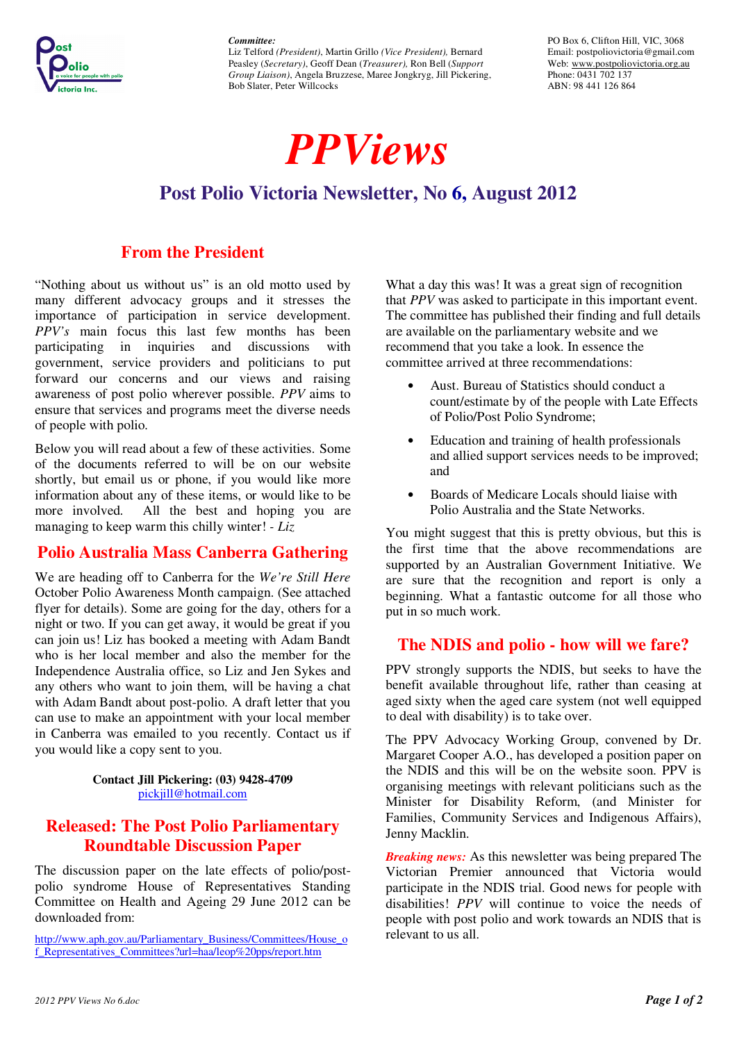**Committee:**
Liz Telford *(President)*, Martin Grillo *(Vice President)*, Bernard Peasley (*Secretary)*, Geoff Dean (*Treasurer)*, Ron Bell (*Support Group Liaison)*, Angela Bruzzese, Maree Jongkryg, Jill Pickering, Bob Slater, Peter Willcocks

PO Box 6, Clifton Hill, VIC, 3068
Email: postpoliovictoria@gmail.com
Web: www.postpoliovictoria.org.au
Phone: 0431 702 137
ABN: 98 441 126 864

# *PPViews*

## Post Polio Victoria Newsletter, No 6, August 2012

### From the President

"Nothing about us without us" is an old motto used by many different advocacy groups and it stresses the importance of participation in service development. *PPV's* main focus this last few months has been participating in inquiries and discussions with government, service providers and politicians to put forward our concerns and our views and raising awareness of post polio wherever possible. *PPV* aims to ensure that services and programs meet the diverse needs of people with polio.

Below you will read about a few of these activities. Some of the documents referred to will be on our website shortly, but email us or phone, if you would like more information about any of these items, or would like to be more involved. All the best and hoping you are managing to keep warm this chilly winter! - *Liz*

### Polio Australia Mass Canberra Gathering

We are heading off to Canberra for the *We're Still Here* October Polio Awareness Month campaign. (See attached flyer for details). Some are going for the day, others for a night or two. If you can get away, it would be great if you can join us! Liz has booked a meeting with Adam Bandt who is her local member and also the member for the Independence Australia office, so Liz and Jen Sykes and any others who want to join them, will be having a chat with Adam Bandt about post-polio. A draft letter that you can use to make an appointment with your local member in Canberra was emailed to you recently. Contact us if you would like a copy sent to you.

**Contact Jill Pickering: (03) 9428-4709**
pickjill@hotmail.com

### Released: The Post Polio Parliamentary Roundtable Discussion Paper

The discussion paper on the late effects of polio/post-polio syndrome House of Representatives Standing Committee on Health and Ageing 29 June 2012 can be downloaded from:

http://www.aph.gov.au/Parliamentary_Business/Committees/House_of_Representatives_Committees?url=haa/leop%20pps/report.htm

What a day this was! It was a great sign of recognition that *PPV* was asked to participate in this important event. The committee has published their finding and full details are available on the parliamentary website and we recommend that you take a look. In essence the committee arrived at three recommendations:

- Aust. Bureau of Statistics should conduct a count/estimate by of the people with Late Effects of Polio/Post Polio Syndrome;
- Education and training of health professionals and allied support services needs to be improved; and
- Boards of Medicare Locals should liaise with Polio Australia and the State Networks.

You might suggest that this is pretty obvious, but this is the first time that the above recommendations are supported by an Australian Government Initiative. We are sure that the recognition and report is only a beginning. What a fantastic outcome for all those who put in so much work.

### The NDIS and polio - how will we fare?

PPV strongly supports the NDIS, but seeks to have the benefit available throughout life, rather than ceasing at aged sixty when the aged care system (not well equipped to deal with disability) is to take over.

The PPV Advocacy Working Group, convened by Dr. Margaret Cooper A.O., has developed a position paper on the NDIS and this will be on the website soon. PPV is organising meetings with relevant politicians such as the Minister for Disability Reform, (and Minister for Families, Community Services and Indigenous Affairs), Jenny Macklin.

***Breaking news:*** As this newsletter was being prepared The Victorian Premier announced that Victoria would participate in the NDIS trial. Good news for people with disabilities! *PPV* will continue to voice the needs of people with post polio and work towards an NDIS that is relevant to us all.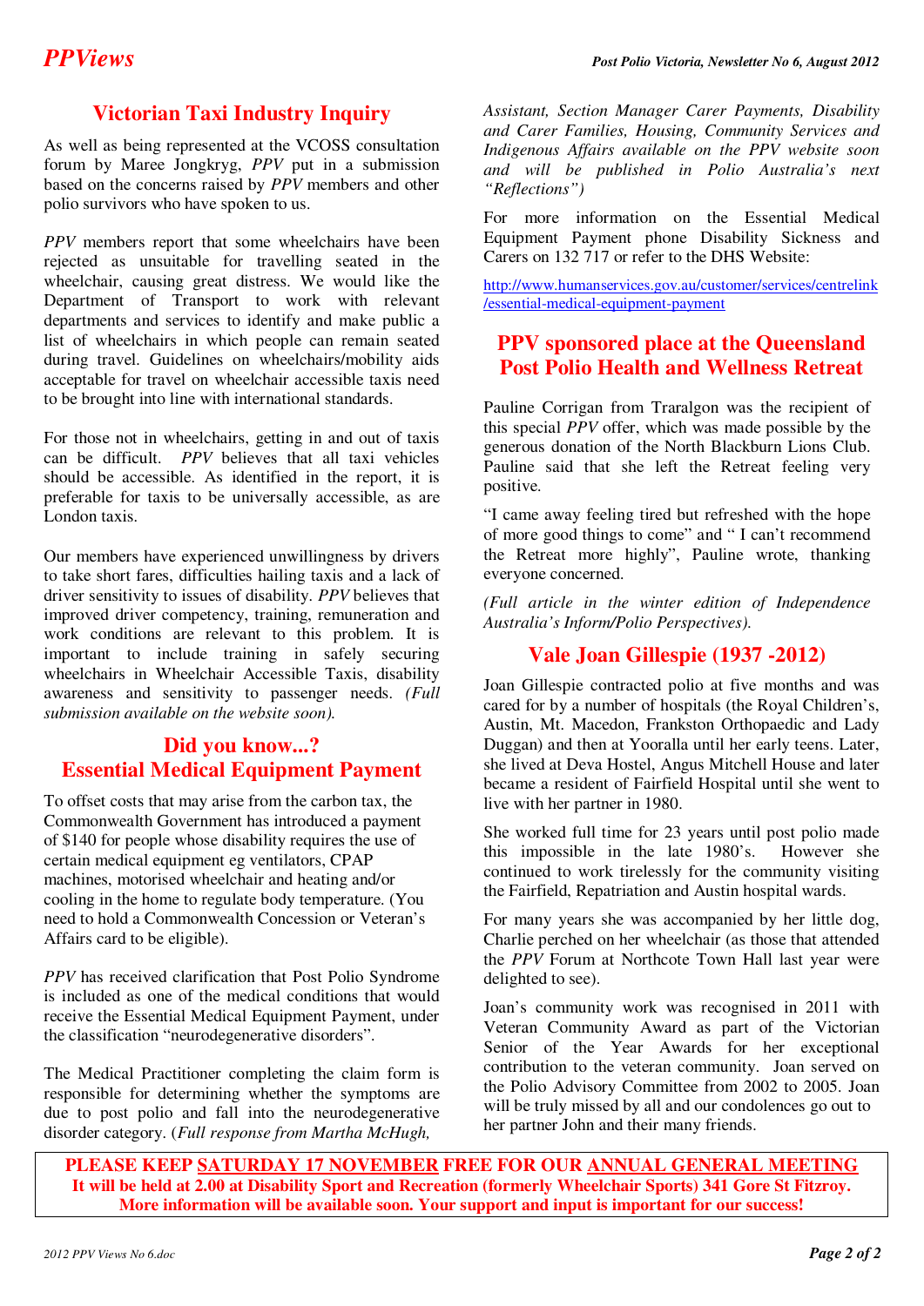## Victorian Taxi Industry Inquiry

As well as being represented at the VCOSS consultation forum by Maree Jongkryg, *PPV* put in a submission based on the concerns raised by *PPV* members and other polio survivors who have spoken to us.

*PPV* members report that some wheelchairs have been rejected as unsuitable for travelling seated in the wheelchair, causing great distress. We would like the Department of Transport to work with relevant departments and services to identify and make public a list of wheelchairs in which people can remain seated during travel. Guidelines on wheelchairs/mobility aids acceptable for travel on wheelchair accessible taxis need to be brought into line with international standards.

For those not in wheelchairs, getting in and out of taxis can be difficult. *PPV* believes that all taxi vehicles should be accessible. As identified in the report, it is preferable for taxis to be universally accessible, as are London taxis.

Our members have experienced unwillingness by drivers to take short fares, difficulties hailing taxis and a lack of driver sensitivity to issues of disability. *PPV* believes that improved driver competency, training, remuneration and work conditions are relevant to this problem. It is important to include training in safely securing wheelchairs in Wheelchair Accessible Taxis, disability awareness and sensitivity to passenger needs. *(Full submission available on the website soon).*

## Did you know...? Essential Medical Equipment Payment

To offset costs that may arise from the carbon tax, the Commonwealth Government has introduced a payment of $140 for people whose disability requires the use of certain medical equipment eg ventilators, CPAP machines, motorised wheelchair and heating and/or cooling in the home to regulate body temperature. (You need to hold a Commonwealth Concession or Veteran's Affairs card to be eligible).

*PPV* has received clarification that Post Polio Syndrome is included as one of the medical conditions that would receive the Essential Medical Equipment Payment, under the classification "neurodegenerative disorders".

The Medical Practitioner completing the claim form is responsible for determining whether the symptoms are due to post polio and fall into the neurodegenerative disorder category. (*Full response from Martha McHugh, Assistant, Section Manager Carer Payments, Disability and Carer Families, Housing, Community Services and Indigenous Affairs available on the PPV website soon and will be published in Polio Australia's next "Reflections")*

For more information on the Essential Medical Equipment Payment phone Disability Sickness and Carers on 132 717 or refer to the DHS Website:

http://www.humanservices.gov.au/customer/services/centrelink/essential-medical-equipment-payment

## PPV sponsored place at the Queensland Post Polio Health and Wellness Retreat

Pauline Corrigan from Traralgon was the recipient of this special *PPV* offer, which was made possible by the generous donation of the North Blackburn Lions Club. Pauline said that she left the Retreat feeling very positive.

"I came away feeling tired but refreshed with the hope of more good things to come" and " I can't recommend the Retreat more highly", Pauline wrote, thanking everyone concerned.

*(Full article in the winter edition of Independence Australia's Inform/Polio Perspectives).*

## Vale Joan Gillespie (1937 -2012)

Joan Gillespie contracted polio at five months and was cared for by a number of hospitals (the Royal Children's, Austin, Mt. Macedon, Frankston Orthopaedic and Lady Duggan) and then at Yooralla until her early teens. Later, she lived at Deva Hostel, Angus Mitchell House and later became a resident of Fairfield Hospital until she went to live with her partner in 1980.

She worked full time for 23 years until post polio made this impossible in the late 1980's. However she continued to work tirelessly for the community visiting the Fairfield, Repatriation and Austin hospital wards.

For many years she was accompanied by her little dog, Charlie perched on her wheelchair (as those that attended the *PPV* Forum at Northcote Town Hall last year were delighted to see).

Joan's community work was recognised in 2011 with Veteran Community Award as part of the Victorian Senior of the Year Awards for her exceptional contribution to the veteran community. Joan served on the Polio Advisory Committee from 2002 to 2005. Joan will be truly missed by all and our condolences go out to her partner John and their many friends.

**PLEASE KEEP SATURDAY 17 NOVEMBER FREE FOR OUR ANNUAL GENERAL MEETING**
**It will be held at 2.00 at Disability Sport and Recreation (formerly Wheelchair Sports) 341 Gore St Fitzroy.**
**More information will be available soon. Your support and input is important for our success!**